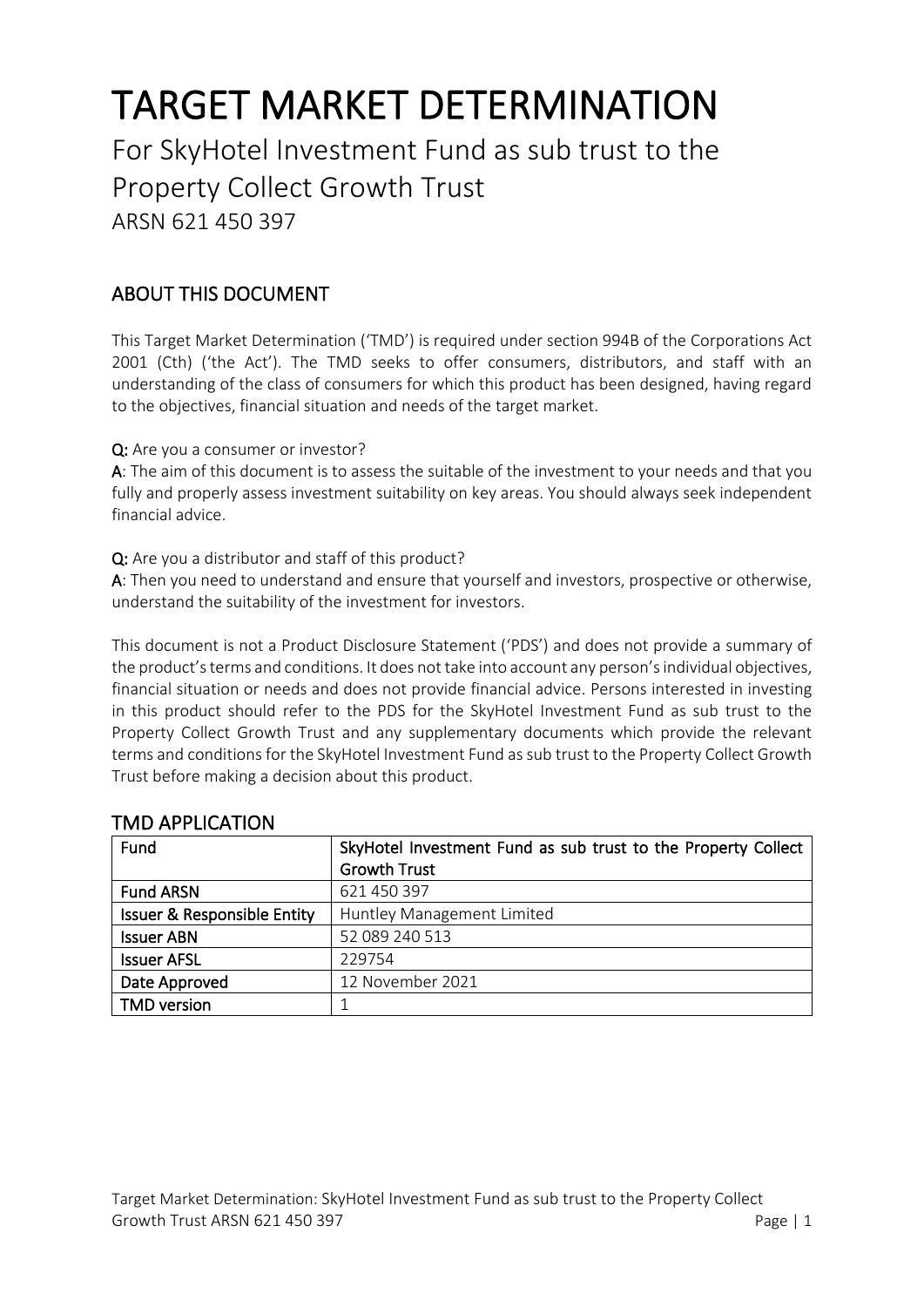# TARGET MARKET DETERMINATION

For SkyHotel Investment Fund as sub trust to the Property Collect Growth Trust
ARSN 621 450 397

## ABOUT THIS DOCUMENT

This Target Market Determination ('TMD') is required under section 994B of the Corporations Act 2001 (Cth) ('the Act'). The TMD seeks to offer consumers, distributors, and staff with an understanding of the class of consumers for which this product has been designed, having regard to the objectives, financial situation and needs of the target market.

**Q:** Are you a consumer or investor?
**A**: The aim of this document is to assess the suitable of the investment to your needs and that you fully and properly assess investment suitability on key areas. You should always seek independent financial advice.

**Q:** Are you a distributor and staff of this product?
**A**: Then you need to understand and ensure that yourself and investors, prospective or otherwise, understand the suitability of the investment for investors.

This document is not a Product Disclosure Statement ('PDS') and does not provide a summary of the product's terms and conditions. It does not take into account any person's individual objectives, financial situation or needs and does not provide financial advice. Persons interested in investing in this product should refer to the PDS for the SkyHotel Investment Fund as sub trust to the Property Collect Growth Trust and any supplementary documents which provide the relevant terms and conditions for the SkyHotel Investment Fund as sub trust to the Property Collect Growth Trust before making a decision about this product.

## TMD APPLICATION

| **Fund** | **SkyHotel Investment Fund as sub trust to the Property Collect Growth Trust** |
|---|---|
| **Fund ARSN** | 621 450 397 |
| **Issuer & Responsible Entity** | Huntley Management Limited |
| **Issuer ABN** | 52 089 240 513 |
| **Issuer AFSL** | 229754 |
| **Date Approved** | 12 November 2021 |
| **TMD version** | 1 |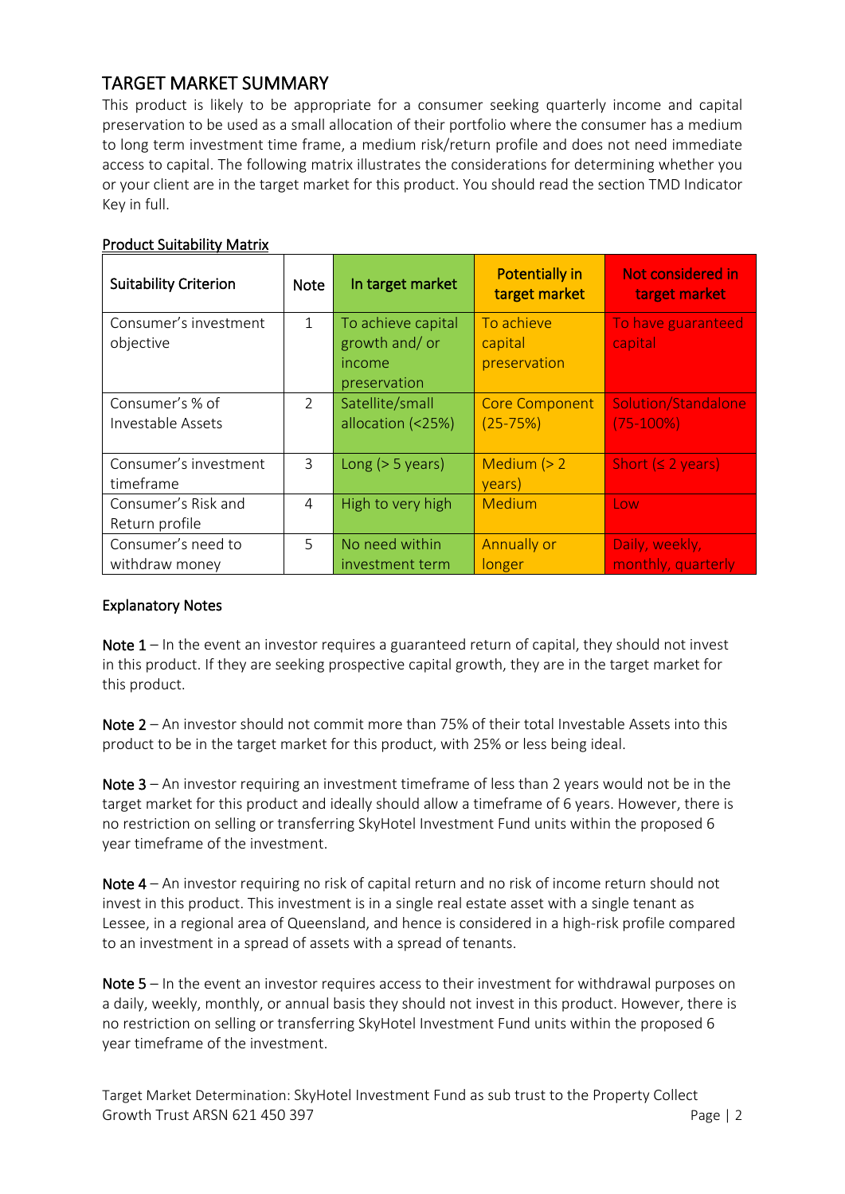## TARGET MARKET SUMMARY

This product is likely to be appropriate for a consumer seeking quarterly income and capital preservation to be used as a small allocation of their portfolio where the consumer has a medium to long term investment time frame, a medium risk/return profile and does not need immediate access to capital. The following matrix illustrates the considerations for determining whether you or your client are in the target market for this product. You should read the section TMD Indicator Key in full.

### Product Suitability Matrix

| Suitability Criterion | Note | In target market | Potentially in target market | Not considered in target market |
|---|---|---|---|---|
| Consumer's investment objective | 1 | To achieve capital growth and/ or income preservation | To achieve capital preservation | To have guaranteed capital |
| Consumer's % of Investable Assets | 2 | Satellite/small allocation (<25%) | Core Component (25-75%) | Solution/Standalone (75-100%) |
| Consumer's investment timeframe | 3 | Long (> 5 years) | Medium (> 2 years) | Short (≤ 2 years) |
| Consumer's Risk and Return profile | 4 | High to very high | Medium | Low |
| Consumer's need to withdraw money | 5 | No need within investment term | Annually or longer | Daily, weekly, monthly, quarterly |

### Explanatory Notes

**Note 1** – In the event an investor requires a guaranteed return of capital, they should not invest in this product. If they are seeking prospective capital growth, they are in the target market for this product.

**Note 2** – An investor should not commit more than 75% of their total Investable Assets into this product to be in the target market for this product, with 25% or less being ideal.

**Note 3** – An investor requiring an investment timeframe of less than 2 years would not be in the target market for this product and ideally should allow a timeframe of 6 years. However, there is no restriction on selling or transferring SkyHotel Investment Fund units within the proposed 6 year timeframe of the investment.

**Note 4** – An investor requiring no risk of capital return and no risk of income return should not invest in this product. This investment is in a single real estate asset with a single tenant as Lessee, in a regional area of Queensland, and hence is considered in a high-risk profile compared to an investment in a spread of assets with a spread of tenants.

**Note 5** – In the event an investor requires access to their investment for withdrawal purposes on a daily, weekly, monthly, or annual basis they should not invest in this product. However, there is no restriction on selling or transferring SkyHotel Investment Fund units within the proposed 6 year timeframe of the investment.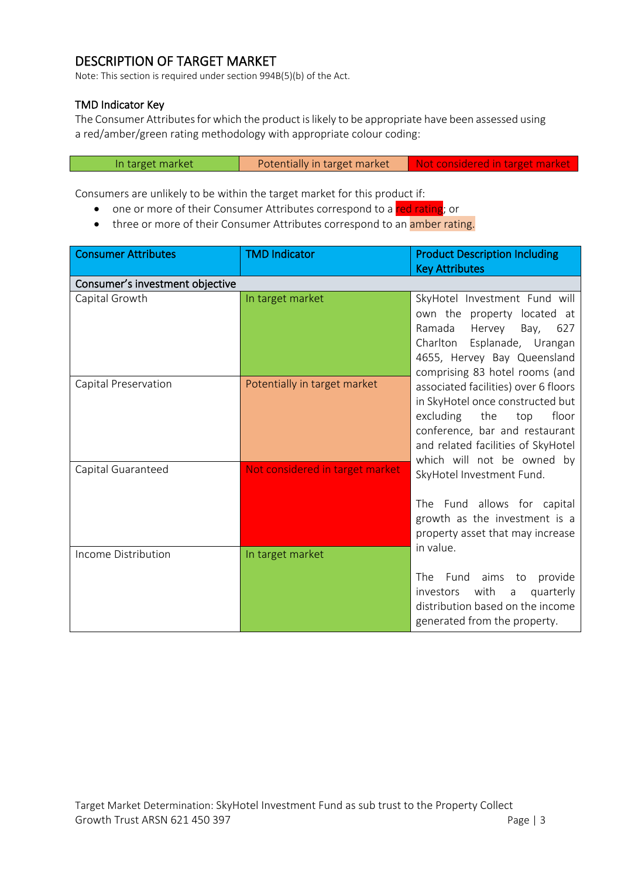## DESCRIPTION OF TARGET MARKET

Note: This section is required under section 994B(5)(b) of the Act.

### TMD Indicator Key

The Consumer Attributes for which the product is likely to be appropriate have been assessed using a red/amber/green rating methodology with appropriate colour coding:

| In target market | Potentially in target market | Not considered in target market |
|---|---|---|

Consumers are unlikely to be within the target market for this product if:

- one or more of their Consumer Attributes correspond to a red rating; or
- three or more of their Consumer Attributes correspond to an amber rating.

| Consumer Attributes | TMD Indicator | Product Description Including Key Attributes |
|---|---|---|
| **Consumer's investment objective** | | |
| Capital Growth | In target market | SkyHotel Investment Fund will own the property located at Ramada Hervey Bay, 627 Charlton Esplanade, Urangan 4655, Hervey Bay Queensland comprising 83 hotel rooms (and associated facilities) over 6 floors in SkyHotel once constructed but excluding the top floor conference, bar and restaurant and related facilities of SkyHotel which will not be owned by SkyHotel Investment Fund.<br><br>The Fund allows for capital growth as the investment is a property asset that may increase in value.<br><br>The Fund aims to provide investors with a quarterly distribution based on the income generated from the property. |
| Capital Preservation | Potentially in target market | |
| Capital Guaranteed | Not considered in target market | |
| Income Distribution | In target market | |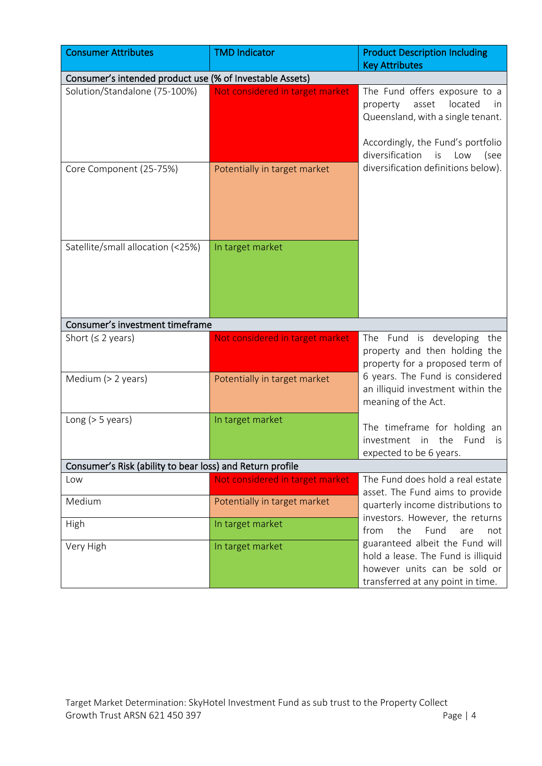| Consumer Attributes | TMD Indicator | Product Description Including Key Attributes |
|---|---|---|
| **Consumer's intended product use (% of Investable Assets)** | | |
| Solution/Standalone (75-100%) | Not considered in target market | The Fund offers exposure to a property asset located in Queensland, with a single tenant.<br><br>Accordingly, the Fund's portfolio diversification is Low (see diversification definitions below). |
| Core Component (25-75%) | Potentially in target market | |
| Satellite/small allocation (<25%) | In target market | |
| **Consumer's investment timeframe** | | |
| Short (≤ 2 years) | Not considered in target market | The Fund is developing the property and then holding the property for a proposed term of 6 years. The Fund is considered an illiquid investment within the meaning of the Act.<br><br>The timeframe for holding an investment in the Fund is expected to be 6 years. |
| Medium (> 2 years) | Potentially in target market | |
| Long (> 5 years) | In target market | |
| **Consumer's Risk (ability to bear loss) and Return profile** | | |
| Low | Not considered in target market | The Fund does hold a real estate asset. The Fund aims to provide quarterly income distributions to investors. However, the returns from the Fund are not guaranteed albeit the Fund will hold a lease. The Fund is illiquid however units can be sold or transferred at any point in time. |
| Medium | Potentially in target market | |
| High | In target market | |
| Very High | In target market | |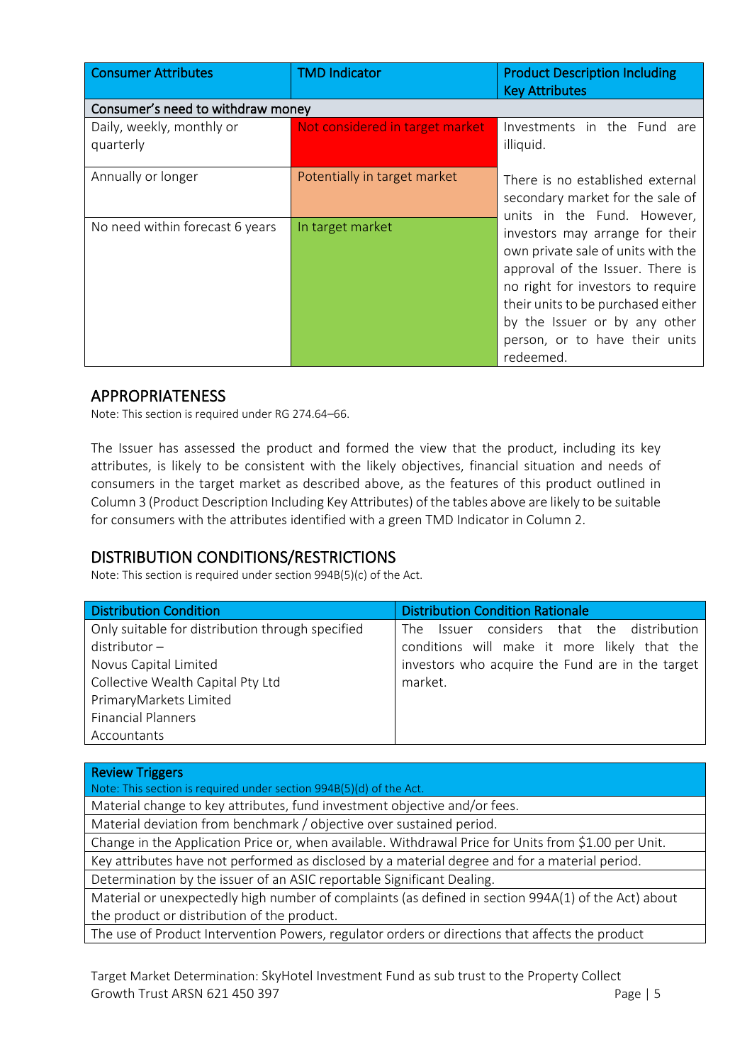| Consumer Attributes | TMD Indicator | Product Description Including Key Attributes |
|---|---|---|
| **Consumer's need to withdraw money** | | |
| Daily, weekly, monthly or quarterly | Not considered in target market | Investments in the Fund are illiquid. |
| Annually or longer | Potentially in target market | There is no established external secondary market for the sale of units in the Fund. However, investors may arrange for their own private sale of units with the approval of the Issuer. There is no right for investors to require their units to be purchased either by the Issuer or by any other person, or to have their units redeemed. |
| No need within forecast 6 years | In target market | |

## APPROPRIATENESS

Note: This section is required under RG 274.64–66.

The Issuer has assessed the product and formed the view that the product, including its key attributes, is likely to be consistent with the likely objectives, financial situation and needs of consumers in the target market as described above, as the features of this product outlined in Column 3 (Product Description Including Key Attributes) of the tables above are likely to be suitable for consumers with the attributes identified with a green TMD Indicator in Column 2.

## DISTRIBUTION CONDITIONS/RESTRICTIONS

Note: This section is required under section 994B(5)(c) of the Act.

| Distribution Condition | Distribution Condition Rationale |
|---|---|
| Only suitable for distribution through specified distributor –<br>Novus Capital Limited<br>Collective Wealth Capital Pty Ltd<br>PrimaryMarkets Limited<br>Financial Planners<br>Accountants | The Issuer considers that the distribution conditions will make it more likely that the investors who acquire the Fund are in the target market. |

| Review Triggers<br>Note: This section is required under section 994B(5)(d) of the Act. |
|---|
| Material change to key attributes, fund investment objective and/or fees. |
| Material deviation from benchmark / objective over sustained period. |
| Change in the Application Price or, when available. Withdrawal Price for Units from $1.00 per Unit. |
| Key attributes have not performed as disclosed by a material degree and for a material period. |
| Determination by the issuer of an ASIC reportable Significant Dealing. |
| Material or unexpectedly high number of complaints (as defined in section 994A(1) of the Act) about the product or distribution of the product. |
| The use of Product Intervention Powers, regulator orders or directions that affects the product |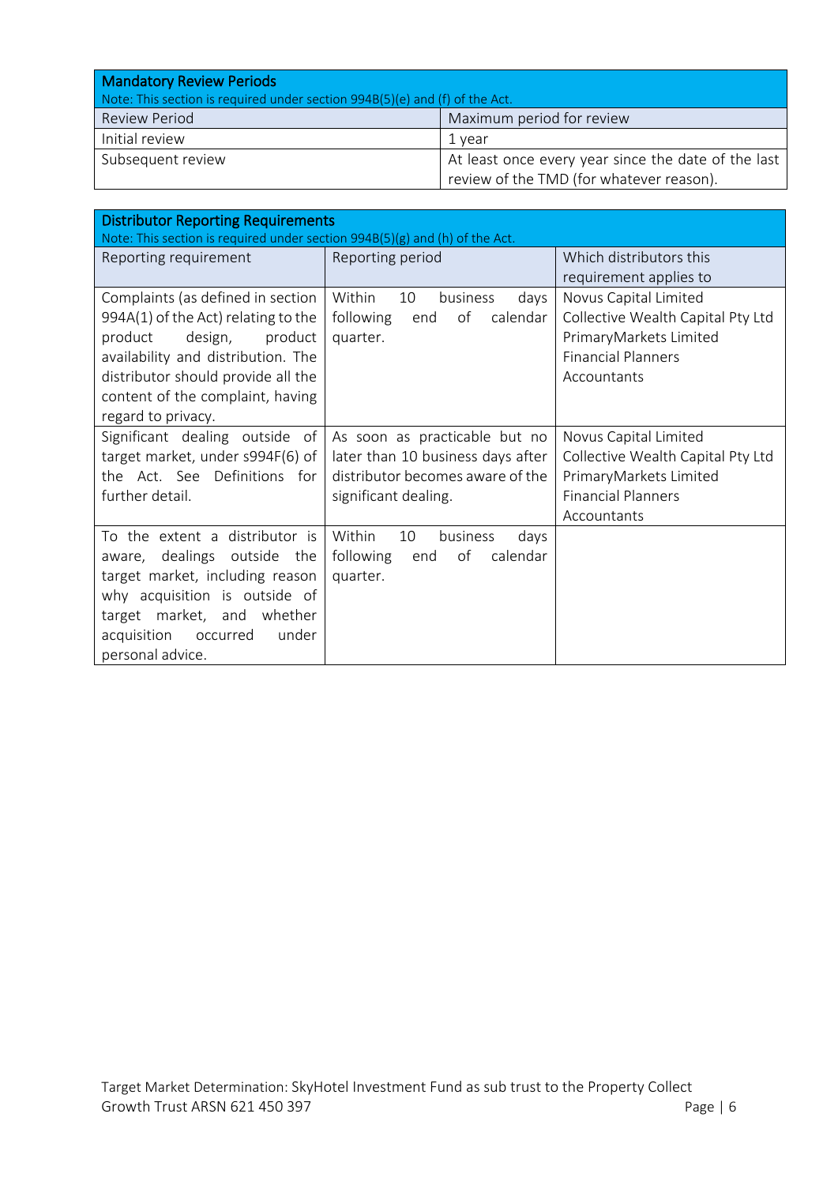| Mandatory Review Periods<br>Note: This section is required under section 994B(5)(e) and (f) of the Act. | |
|---|---|
| Review Period | Maximum period for review |
| Initial review | 1 year |
| Subsequent review | At least once every year since the date of the last review of the TMD (for whatever reason). |

| Distributor Reporting Requirements<br>Note: This section is required under section 994B(5)(g) and (h) of the Act. | | |
|---|---|---|
| Reporting requirement | Reporting period | Which distributors this requirement applies to |
| Complaints (as defined in section 994A(1) of the Act) relating to the product design, product availability and distribution. The distributor should provide all the content of the complaint, having regard to privacy. | Within 10 business days following end of calendar quarter. | Novus Capital Limited<br>Collective Wealth Capital Pty Ltd<br>PrimaryMarkets Limited<br>Financial Planners<br>Accountants |
| Significant dealing outside of target market, under s994F(6) of the Act. See Definitions for further detail. | As soon as practicable but no later than 10 business days after distributor becomes aware of the significant dealing. | Novus Capital Limited<br>Collective Wealth Capital Pty Ltd<br>PrimaryMarkets Limited<br>Financial Planners<br>Accountants |
| To the extent a distributor is aware, dealings outside the target market, including reason why acquisition is outside of target market, and whether acquisition occurred under personal advice. | Within 10 business days following end of calendar quarter. | |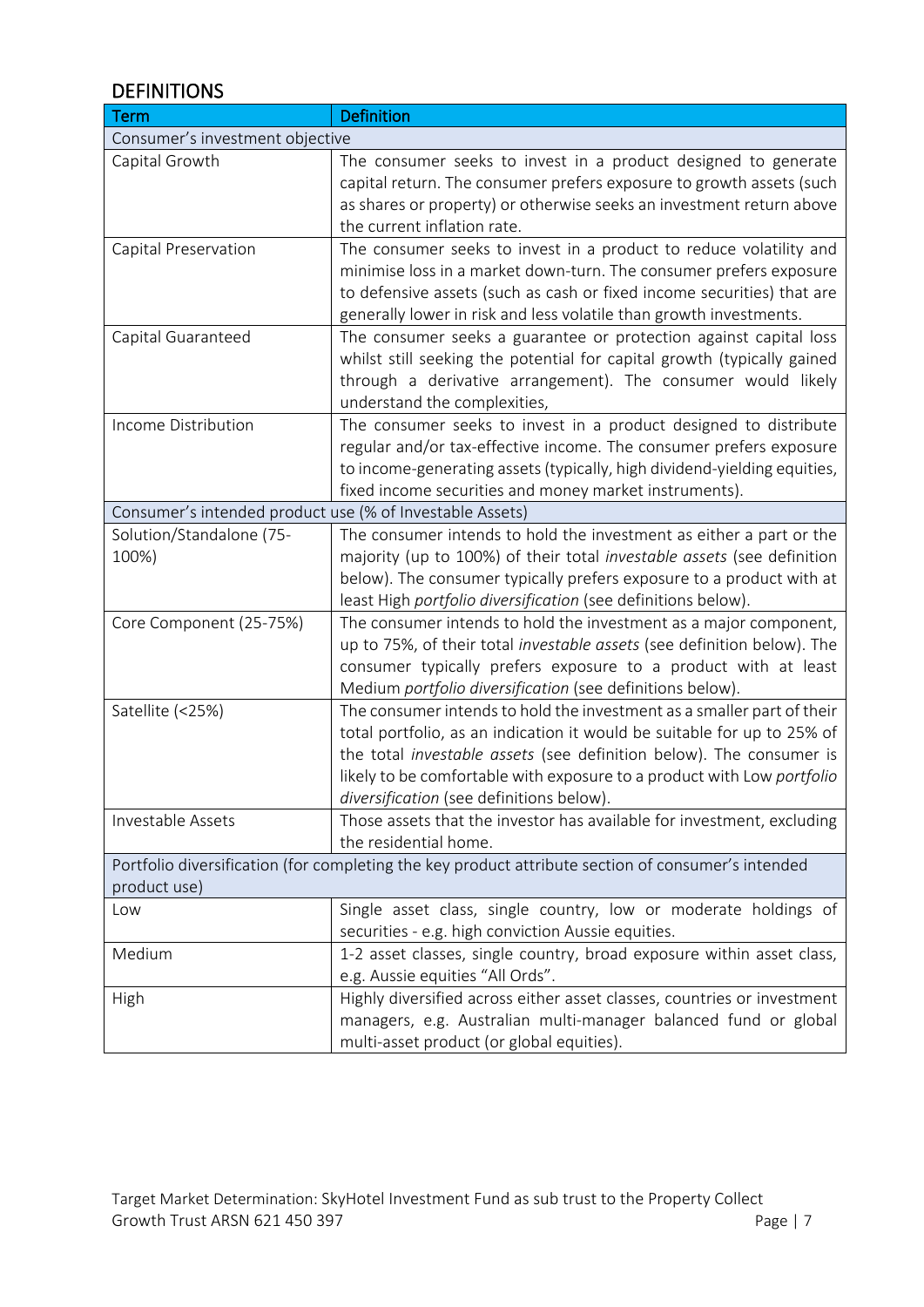## DEFINITIONS

| Term | Definition |
| --- | --- |
| Consumer's investment objective | |
| Capital Growth | The consumer seeks to invest in a product designed to generate capital return. The consumer prefers exposure to growth assets (such as shares or property) or otherwise seeks an investment return above the current inflation rate. |
| Capital Preservation | The consumer seeks to invest in a product to reduce volatility and minimise loss in a market down-turn. The consumer prefers exposure to defensive assets (such as cash or fixed income securities) that are generally lower in risk and less volatile than growth investments. |
| Capital Guaranteed | The consumer seeks a guarantee or protection against capital loss whilst still seeking the potential for capital growth (typically gained through a derivative arrangement). The consumer would likely understand the complexities, |
| Income Distribution | The consumer seeks to invest in a product designed to distribute regular and/or tax-effective income. The consumer prefers exposure to income-generating assets (typically, high dividend-yielding equities, fixed income securities and money market instruments). |
| Consumer's intended product use (% of Investable Assets) | |
| Solution/Standalone (75-100%) | The consumer intends to hold the investment as either a part or the majority (up to 100%) of their total *investable assets* (see definition below). The consumer typically prefers exposure to a product with at least High *portfolio diversification* (see definitions below). |
| Core Component (25-75%) | The consumer intends to hold the investment as a major component, up to 75%, of their total *investable assets* (see definition below). The consumer typically prefers exposure to a product with at least Medium *portfolio diversification* (see definitions below). |
| Satellite (<25%) | The consumer intends to hold the investment as a smaller part of their total portfolio, as an indication it would be suitable for up to 25% of the total *investable assets* (see definition below). The consumer is likely to be comfortable with exposure to a product with Low *portfolio diversification* (see definitions below). |
| Investable Assets | Those assets that the investor has available for investment, excluding the residential home. |
| Portfolio diversification (for completing the key product attribute section of consumer's intended product use) | |
| Low | Single asset class, single country, low or moderate holdings of securities - e.g. high conviction Aussie equities. |
| Medium | 1-2 asset classes, single country, broad exposure within asset class, e.g. Aussie equities "All Ords". |
| High | Highly diversified across either asset classes, countries or investment managers, e.g. Australian multi-manager balanced fund or global multi-asset product (or global equities). |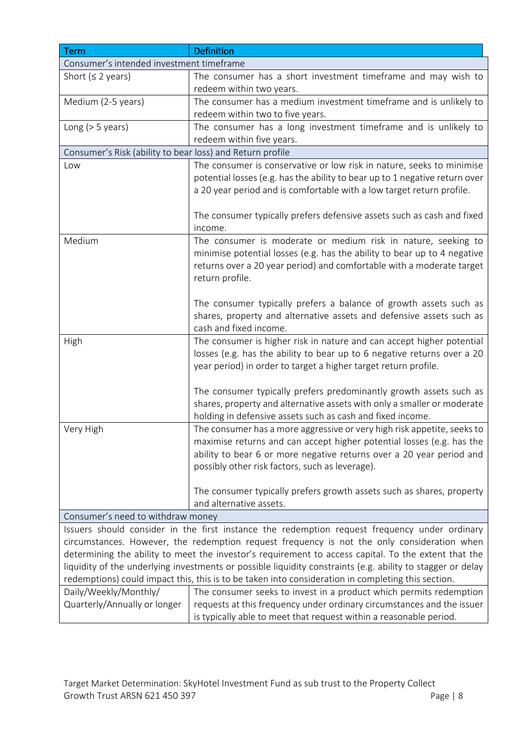| Term | Definition |
| --- | --- |
| **Consumer's intended investment timeframe** | |
| Short (≤ 2 years) | The consumer has a short investment timeframe and may wish to redeem within two years. |
| Medium (2-5 years) | The consumer has a medium investment timeframe and is unlikely to redeem within two to five years. |
| Long (> 5 years) | The consumer has a long investment timeframe and is unlikely to redeem within five years. |
| **Consumer's Risk (ability to bear loss) and Return profile** | |
| Low | The consumer is conservative or low risk in nature, seeks to minimise potential losses (e.g. has the ability to bear up to 1 negative return over a 20 year period and is comfortable with a low target return profile.<br><br>The consumer typically prefers defensive assets such as cash and fixed income. |
| Medium | The consumer is moderate or medium risk in nature, seeking to minimise potential losses (e.g. has the ability to bear up to 4 negative returns over a 20 year period) and comfortable with a moderate target return profile.<br><br>The consumer typically prefers a balance of growth assets such as shares, property and alternative assets and defensive assets such as cash and fixed income. |
| High | The consumer is higher risk in nature and can accept higher potential losses (e.g. has the ability to bear up to 6 negative returns over a 20 year period) in order to target a higher target return profile.<br><br>The consumer typically prefers predominantly growth assets such as shares, property and alternative assets with only a smaller or moderate holding in defensive assets such as cash and fixed income. |
| Very High | The consumer has a more aggressive or very high risk appetite, seeks to maximise returns and can accept higher potential losses (e.g. has the ability to bear 6 or more negative returns over a 20 year period and possibly other risk factors, such as leverage).<br><br>The consumer typically prefers growth assets such as shares, property and alternative assets. |
| **Consumer's need to withdraw money** | |
| Issuers should consider in the first instance the redemption request frequency under ordinary circumstances. However, the redemption request frequency is not the only consideration when determining the ability to meet the investor's requirement to access capital. To the extent that the liquidity of the underlying investments or possible liquidity constraints (e.g. ability to stagger or delay redemptions) could impact this, this is to be taken into consideration in completing this section. | |
| Daily/Weekly/Monthly/ Quarterly/Annually or longer | The consumer seeks to invest in a product which permits redemption requests at this frequency under ordinary circumstances and the issuer is typically able to meet that request within a reasonable period. |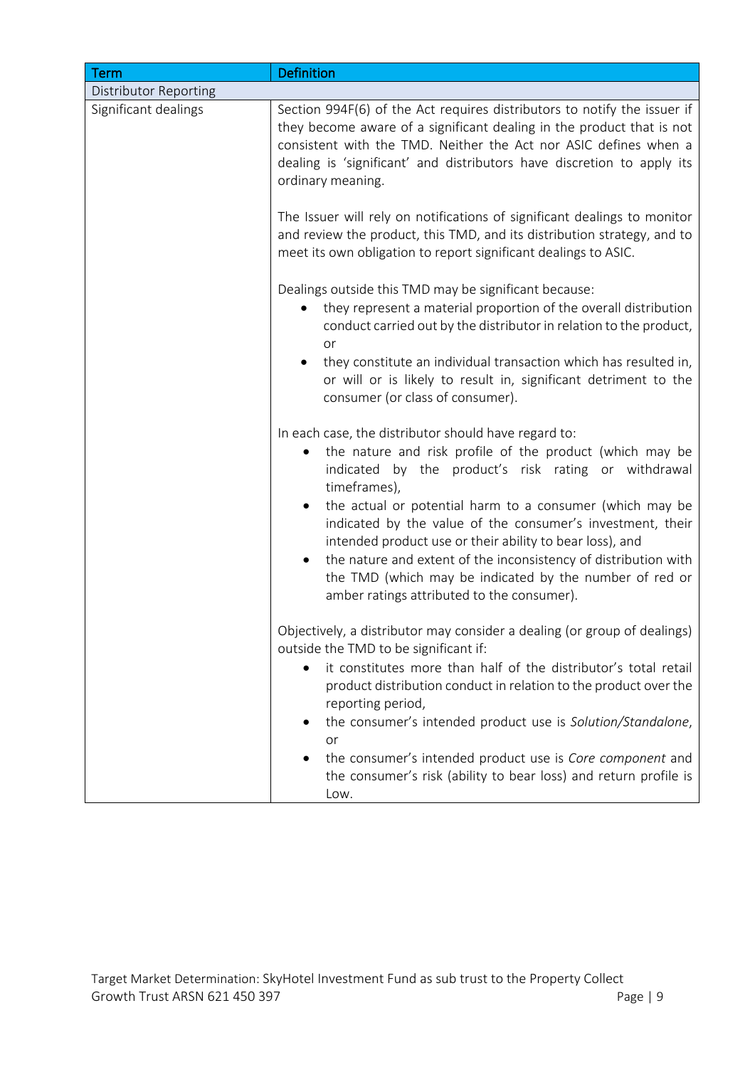| Term | Definition |
| --- | --- |
| Distributor Reporting | |
| Significant dealings | Section 994F(6) of the Act requires distributors to notify the issuer if they become aware of a significant dealing in the product that is not consistent with the TMD. Neither the Act nor ASIC defines when a dealing is 'significant' and distributors have discretion to apply its ordinary meaning.<br><br>The Issuer will rely on notifications of significant dealings to monitor and review the product, this TMD, and its distribution strategy, and to meet its own obligation to report significant dealings to ASIC.<br><br>Dealings outside this TMD may be significant because:<br>• they represent a material proportion of the overall distribution conduct carried out by the distributor in relation to the product, or<br>• they constitute an individual transaction which has resulted in, or will or is likely to result in, significant detriment to the consumer (or class of consumer).<br><br>In each case, the distributor should have regard to:<br>• the nature and risk profile of the product (which may be indicated by the product's risk rating or withdrawal timeframes),<br>• the actual or potential harm to a consumer (which may be indicated by the value of the consumer's investment, their intended product use or their ability to bear loss), and<br>• the nature and extent of the inconsistency of distribution with the TMD (which may be indicated by the number of red or amber ratings attributed to the consumer).<br><br>Objectively, a distributor may consider a dealing (or group of dealings) outside the TMD to be significant if:<br>• it constitutes more than half of the distributor's total retail product distribution conduct in relation to the product over the reporting period,<br>• the consumer's intended product use is *Solution/Standalone*, or<br>• the consumer's intended product use is *Core component* and the consumer's risk (ability to bear loss) and return profile is Low. |